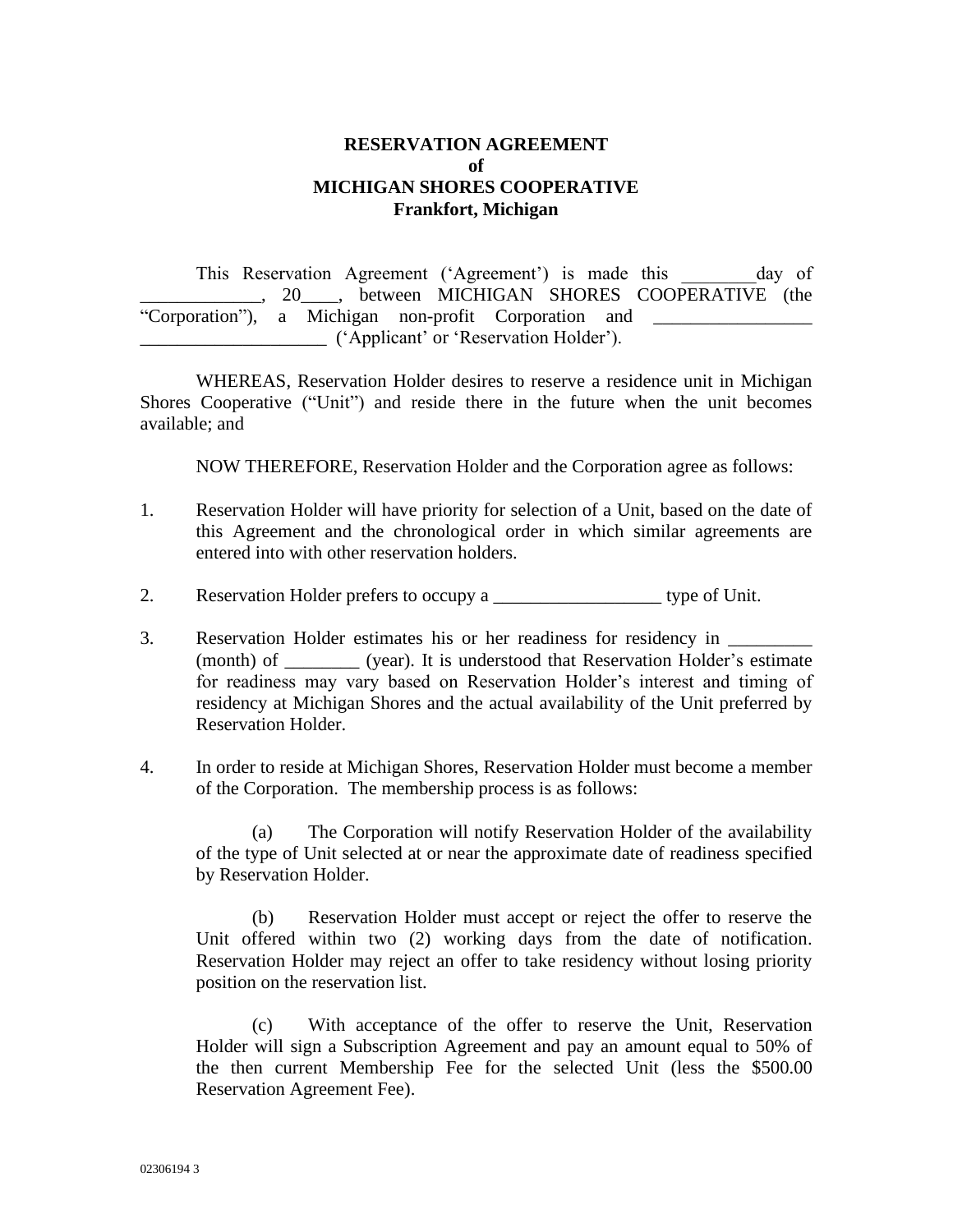**RESERVATION AGREEMENT**
**of**
**MICHIGAN SHORES COOPERATIVE**
**Frankfort, Michigan**

This Reservation Agreement ('Agreement') is made this ________day of _____________, 20____, between MICHIGAN SHORES COOPERATIVE (the "Corporation"), a Michigan non-profit Corporation and _________________ ____________________ ('Applicant' or 'Reservation Holder').

WHEREAS, Reservation Holder desires to reserve a residence unit in Michigan Shores Cooperative ("Unit") and reside there in the future when the unit becomes available; and

NOW THEREFORE, Reservation Holder and the Corporation agree as follows:

1. Reservation Holder will have priority for selection of a Unit, based on the date of this Agreement and the chronological order in which similar agreements are entered into with other reservation holders.

2. Reservation Holder prefers to occupy a __________________ type of Unit.

3. Reservation Holder estimates his or her readiness for residency in _________ (month) of ________ (year). It is understood that Reservation Holder's estimate for readiness may vary based on Reservation Holder's interest and timing of residency at Michigan Shores and the actual availability of the Unit preferred by Reservation Holder.

4. In order to reside at Michigan Shores, Reservation Holder must become a member of the Corporation. The membership process is as follows:

   (a) The Corporation will notify Reservation Holder of the availability of the type of Unit selected at or near the approximate date of readiness specified by Reservation Holder.

   (b) Reservation Holder must accept or reject the offer to reserve the Unit offered within two (2) working days from the date of notification. Reservation Holder may reject an offer to take residency without losing priority position on the reservation list.

   (c) With acceptance of the offer to reserve the Unit, Reservation Holder will sign a Subscription Agreement and pay an amount equal to 50% of the then current Membership Fee for the selected Unit (less the $500.00 Reservation Agreement Fee).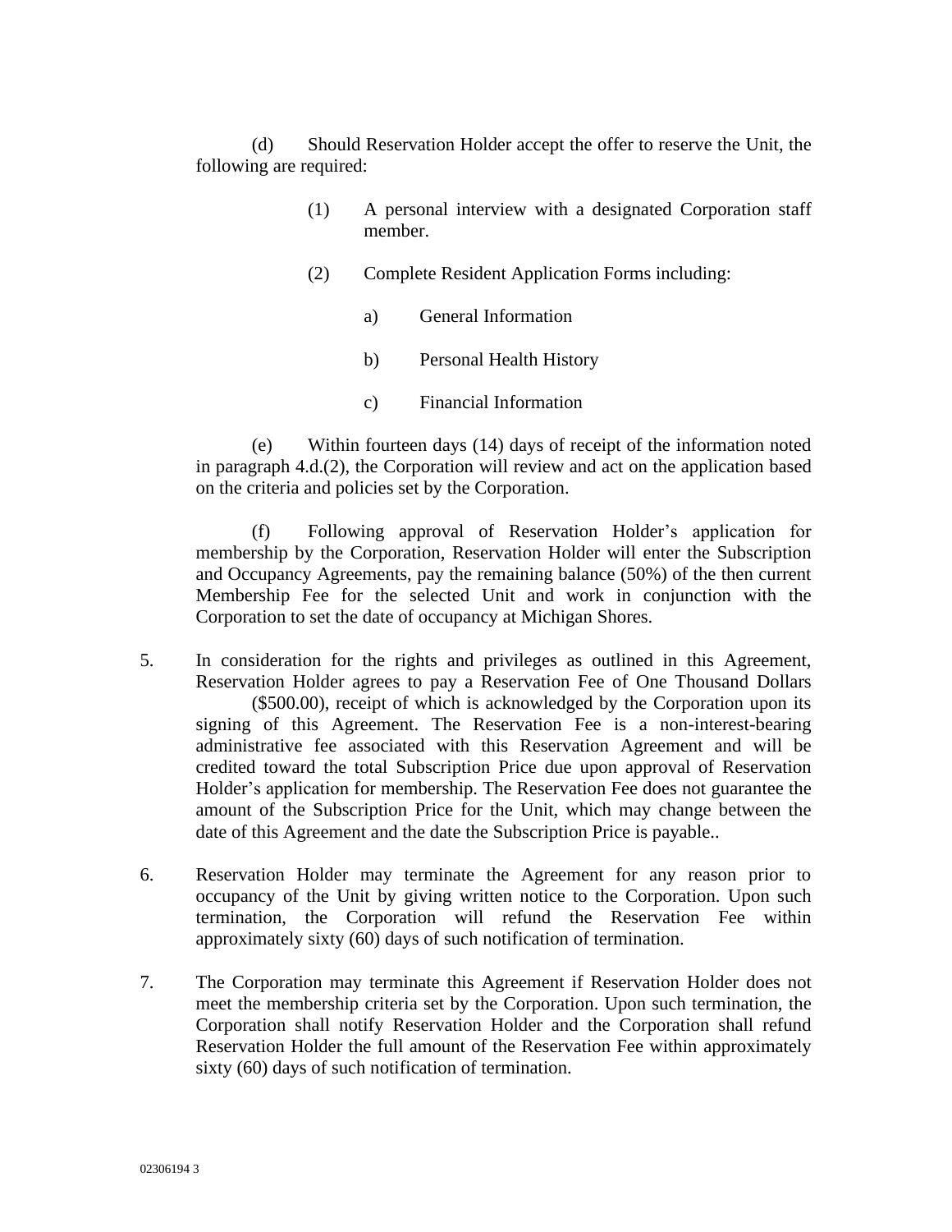(d) Should Reservation Holder accept the offer to reserve the Unit, the following are required:

> (1) A personal interview with a designated Corporation staff member.
>
> (2) Complete Resident Application Forms including:
>
> > a) General Information
> >
> > b) Personal Health History
> >
> > c) Financial Information

(e) Within fourteen days (14) days of receipt of the information noted in paragraph 4.d.(2), the Corporation will review and act on the application based on the criteria and policies set by the Corporation.

(f) Following approval of Reservation Holder's application for membership by the Corporation, Reservation Holder will enter the Subscription and Occupancy Agreements, pay the remaining balance (50%) of the then current Membership Fee for the selected Unit and work in conjunction with the Corporation to set the date of occupancy at Michigan Shores.

5. In consideration for the rights and privileges as outlined in this Agreement, Reservation Holder agrees to pay a Reservation Fee of One Thousand Dollars ($500.00), receipt of which is acknowledged by the Corporation upon its signing of this Agreement. The Reservation Fee is a non-interest-bearing administrative fee associated with this Reservation Agreement and will be credited toward the total Subscription Price due upon approval of Reservation Holder's application for membership. The Reservation Fee does not guarantee the amount of the Subscription Price for the Unit, which may change between the date of this Agreement and the date the Subscription Price is payable..

6. Reservation Holder may terminate the Agreement for any reason prior to occupancy of the Unit by giving written notice to the Corporation. Upon such termination, the Corporation will refund the Reservation Fee within approximately sixty (60) days of such notification of termination.

7. The Corporation may terminate this Agreement if Reservation Holder does not meet the membership criteria set by the Corporation. Upon such termination, the Corporation shall notify Reservation Holder and the Corporation shall refund Reservation Holder the full amount of the Reservation Fee within approximately sixty (60) days of such notification of termination.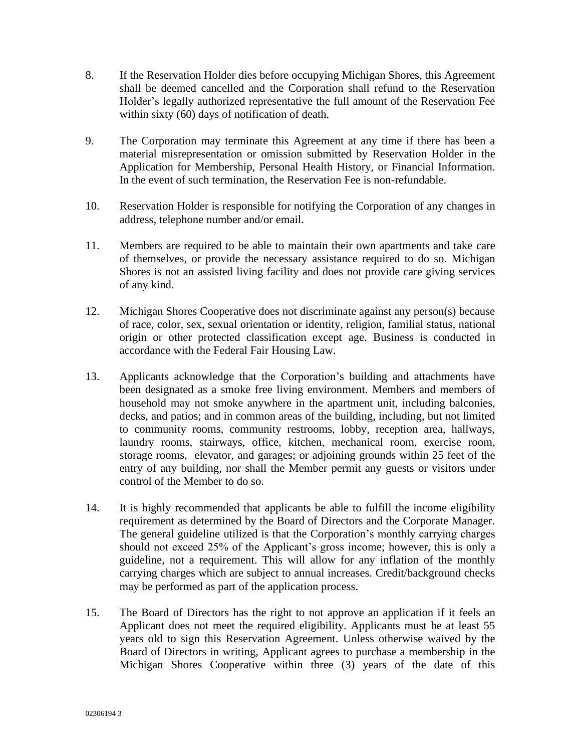8. If the Reservation Holder dies before occupying Michigan Shores, this Agreement shall be deemed cancelled and the Corporation shall refund to the Reservation Holder's legally authorized representative the full amount of the Reservation Fee within sixty (60) days of notification of death.

9. The Corporation may terminate this Agreement at any time if there has been a material misrepresentation or omission submitted by Reservation Holder in the Application for Membership, Personal Health History, or Financial Information. In the event of such termination, the Reservation Fee is non-refundable.

10. Reservation Holder is responsible for notifying the Corporation of any changes in address, telephone number and/or email.

11. Members are required to be able to maintain their own apartments and take care of themselves, or provide the necessary assistance required to do so. Michigan Shores is not an assisted living facility and does not provide care giving services of any kind.

12. Michigan Shores Cooperative does not discriminate against any person(s) because of race, color, sex, sexual orientation or identity, religion, familial status, national origin or other protected classification except age. Business is conducted in accordance with the Federal Fair Housing Law.

13. Applicants acknowledge that the Corporation's building and attachments have been designated as a smoke free living environment. Members and members of household may not smoke anywhere in the apartment unit, including balconies, decks, and patios; and in common areas of the building, including, but not limited to community rooms, community restrooms, lobby, reception area, hallways, laundry rooms, stairways, office, kitchen, mechanical room, exercise room, storage rooms, elevator, and garages; or adjoining grounds within 25 feet of the entry of any building, nor shall the Member permit any guests or visitors under control of the Member to do so.

14. It is highly recommended that applicants be able to fulfill the income eligibility requirement as determined by the Board of Directors and the Corporate Manager. The general guideline utilized is that the Corporation's monthly carrying charges should not exceed 25% of the Applicant's gross income; however, this is only a guideline, not a requirement. This will allow for any inflation of the monthly carrying charges which are subject to annual increases. Credit/background checks may be performed as part of the application process.

15. The Board of Directors has the right to not approve an application if it feels an Applicant does not meet the required eligibility. Applicants must be at least 55 years old to sign this Reservation Agreement. Unless otherwise waived by the Board of Directors in writing, Applicant agrees to purchase a membership in the Michigan Shores Cooperative within three (3) years of the date of this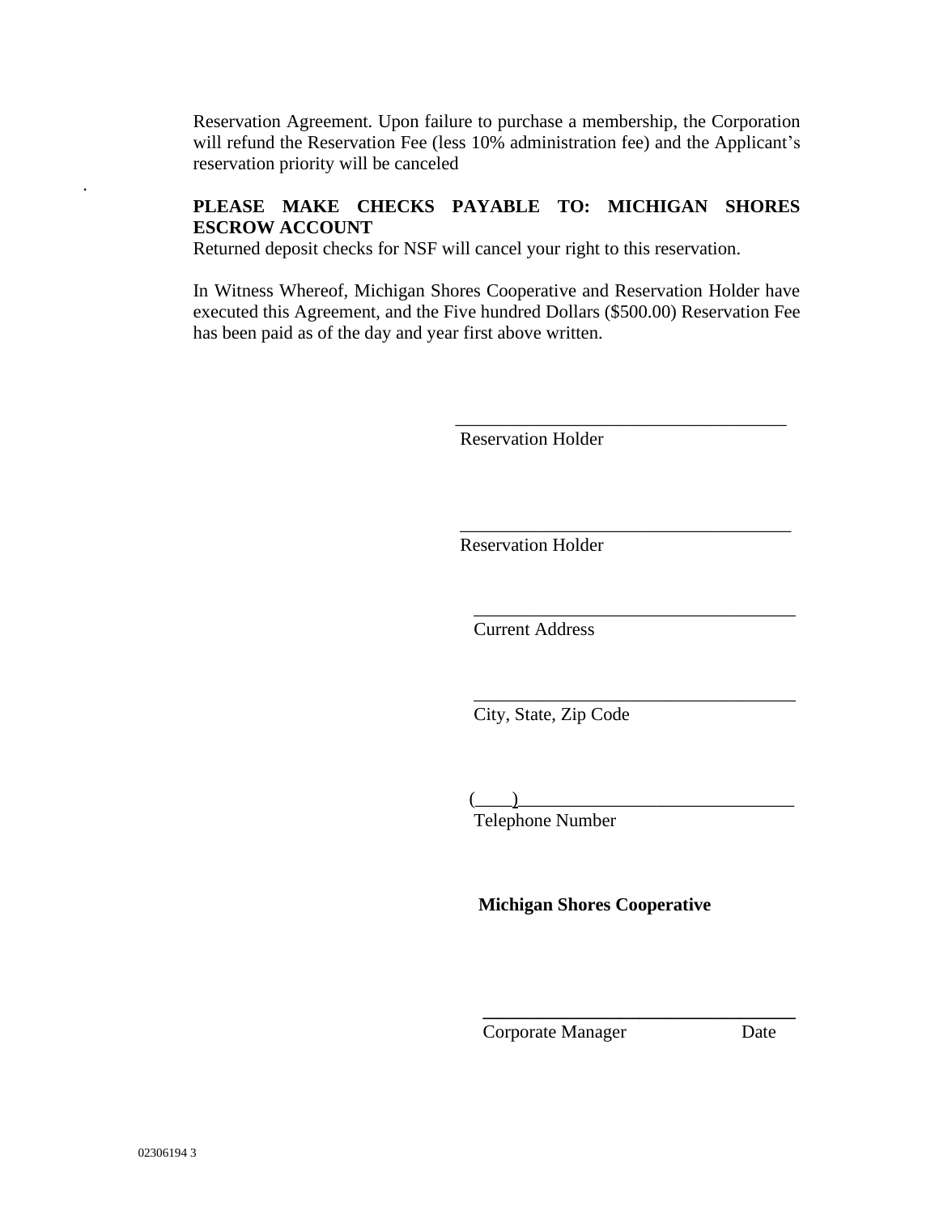Reservation Agreement. Upon failure to purchase a membership, the Corporation will refund the Reservation Fee (less 10% administration fee) and the Applicant's reservation priority will be canceled

.

**PLEASE MAKE CHECKS PAYABLE TO: MICHIGAN SHORES ESCROW ACCOUNT**
Returned deposit checks for NSF will cancel your right to this reservation.

In Witness Whereof, Michigan Shores Cooperative and Reservation Holder have executed this Agreement, and the Five hundred Dollars ($500.00) Reservation Fee has been paid as of the day and year first above written.

\_\_\_\_\_\_\_\_\_\_\_\_\_\_\_\_\_\_\_\_\_\_\_\_\_\_\_\_\_\_\_\_\_\_\_\_
Reservation Holder

\_\_\_\_\_\_\_\_\_\_\_\_\_\_\_\_\_\_\_\_\_\_\_\_\_\_\_\_\_\_\_\_\_\_\_\_
Reservation Holder

\_\_\_\_\_\_\_\_\_\_\_\_\_\_\_\_\_\_\_\_\_\_\_\_\_\_\_\_\_\_\_\_\_\_\_\_
Current Address

\_\_\_\_\_\_\_\_\_\_\_\_\_\_\_\_\_\_\_\_\_\_\_\_\_\_\_\_\_\_\_\_\_\_\_\_
City, State, Zip Code

(\_\_\_\_)\_\_\_\_\_\_\_\_\_\_\_\_\_\_\_\_\_\_\_\_\_\_\_\_\_\_\_\_\_\_
Telephone Number

**Michigan Shores Cooperative**

\_\_\_\_\_\_\_\_\_\_\_\_\_\_\_\_\_\_\_\_\_\_\_\_\_\_\_\_\_\_\_\_\_\_\_\_
Corporate Manager Date

02306194 3